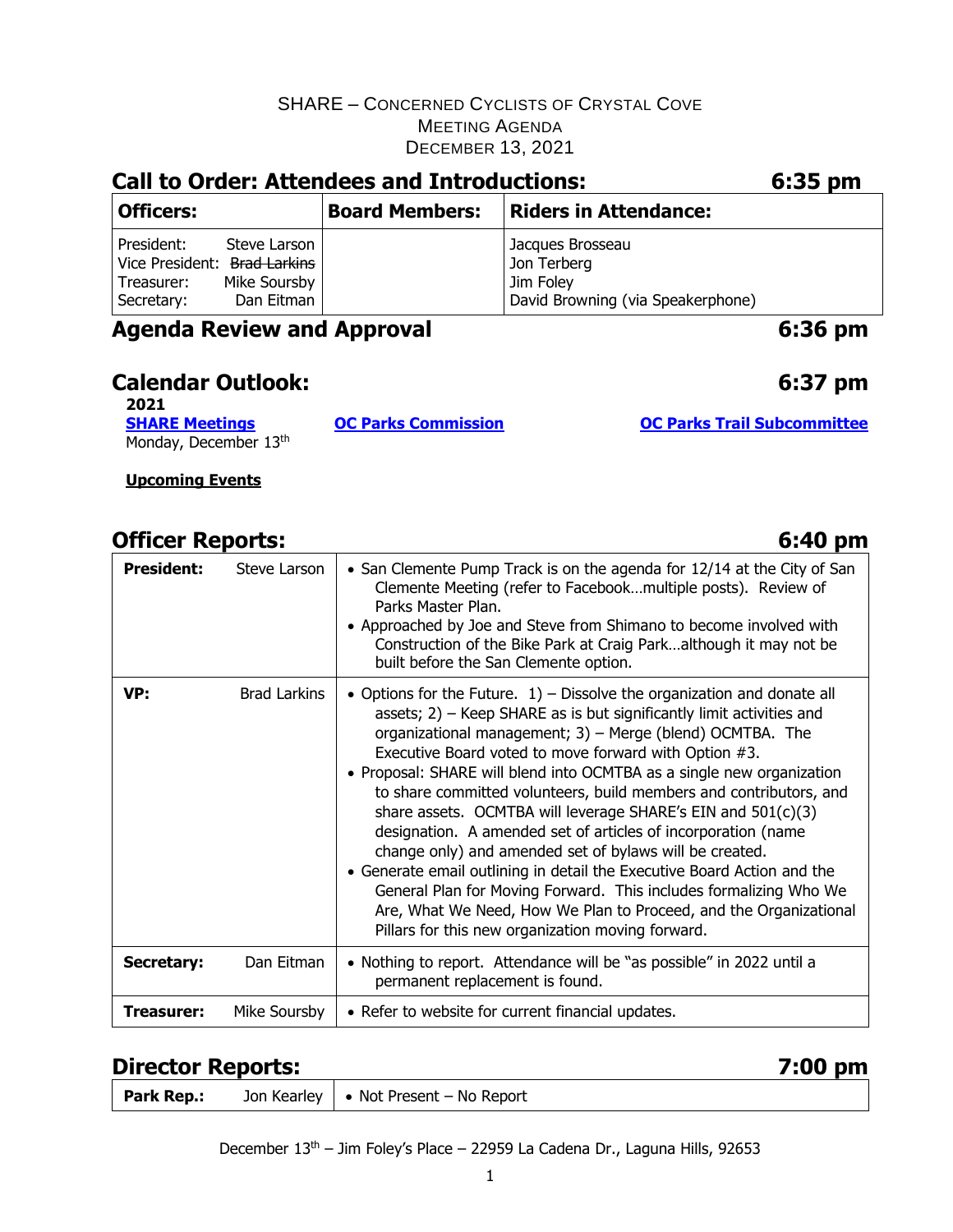SHARE – CONCERNED CYCLISTS OF CRYSTAL COVE
MEETING AGENDA
DECEMBER 13, 2021

## Call to Order: Attendees and Introductions: 6:35 pm

| Officers: | Board Members: | Riders in Attendance: |
|---|---|---|
| President: Steve Larson<br>Vice President: ~~Brad Larkins~~<br>Treasurer: Mike Soursby<br>Secretary: Dan Eitman | | Jacques Brosseau<br>Jon Terberg<br>Jim Foley<br>David Browning (via Speakerphone) |

## Agenda Review and Approval 6:36 pm

## Calendar Outlook: 6:37 pm

**2021**

| **SHARE Meetings** | **OC Parks Commission** | **OC Parks Trail Subcommittee** |
|---|---|---|
| Monday, December 13th | | |

**Upcoming Events**

## Officer Reports: 6:40 pm

| | | |
|---|---|---|
| **President:** | Steve Larson | • San Clemente Pump Track is on the agenda for 12/14 at the City of San Clemente Meeting (refer to Facebook…multiple posts). Review of Parks Master Plan.<br>• Approached by Joe and Steve from Shimano to become involved with Construction of the Bike Park at Craig Park…although it may not be built before the San Clemente option. |
| **VP:** | Brad Larkins | • Options for the Future. 1) – Dissolve the organization and donate all assets; 2) – Keep SHARE as is but significantly limit activities and organizational management; 3) – Merge (blend) OCMTBA. The Executive Board voted to move forward with Option #3.<br>• Proposal: SHARE will blend into OCMTBA as a single new organization to share committed volunteers, build members and contributors, and share assets. OCMTBA will leverage SHARE's EIN and 501(c)(3) designation. A amended set of articles of incorporation (name change only) and amended set of bylaws will be created.<br>• Generate email outlining in detail the Executive Board Action and the General Plan for Moving Forward. This includes formalizing Who We Are, What We Need, How We Plan to Proceed, and the Organizational Pillars for this new organization moving forward. |
| **Secretary:** | Dan Eitman | • Nothing to report. Attendance will be "as possible" in 2022 until a permanent replacement is found. |
| **Treasurer:** | Mike Soursby | • Refer to website for current financial updates. |

## Director Reports: 7:00 pm

| | | |
|---|---|---|
| **Park Rep.:** | Jon Kearley | • Not Present – No Report |

December 13th – Jim Foley's Place – 22959 La Cadena Dr., Laguna Hills, 92653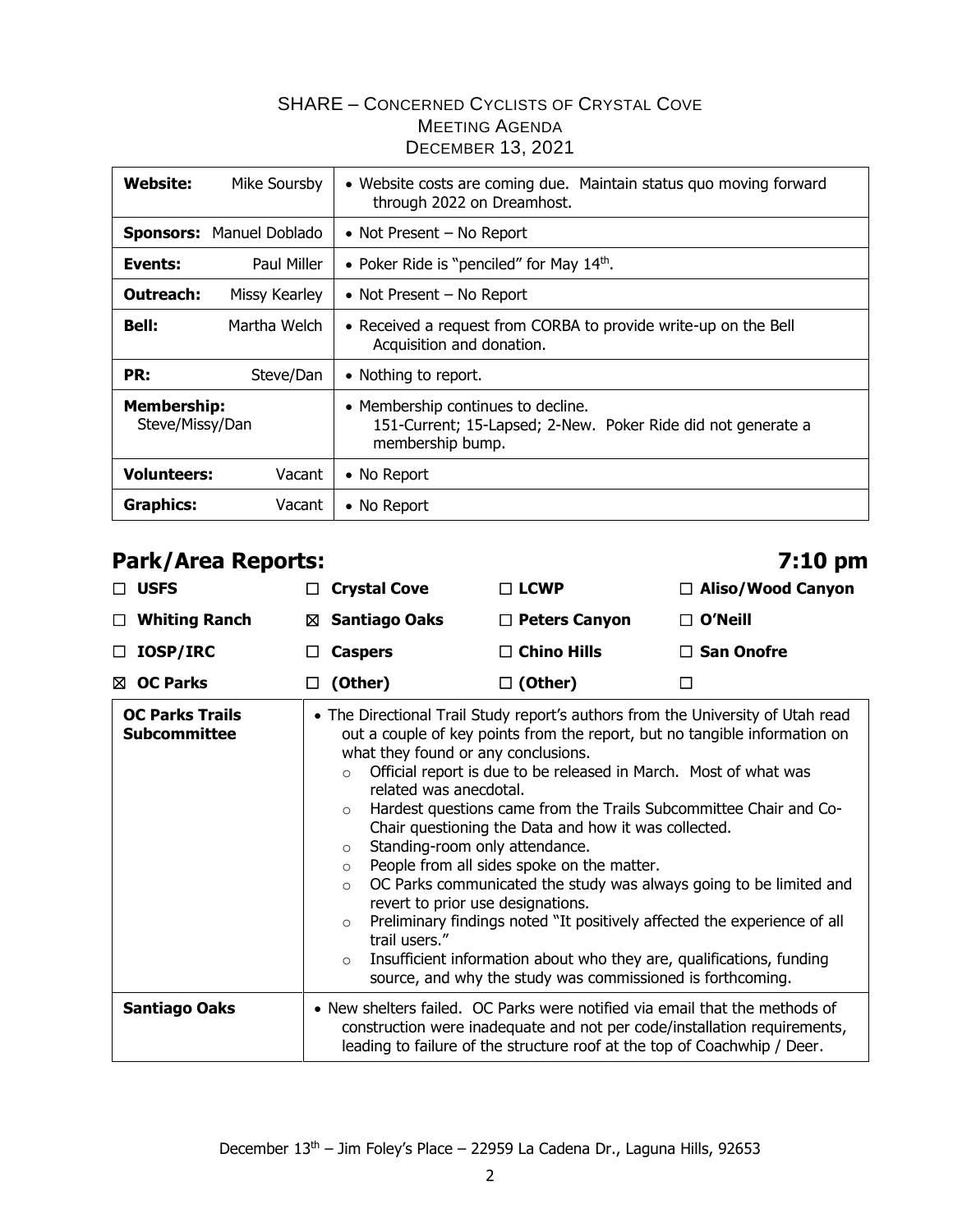SHARE – Concerned Cyclists of Crystal Cove
Meeting Agenda
December 13, 2021

| | |
|---|---|
| **Website:** Mike Soursby | • Website costs are coming due. Maintain status quo moving forward through 2022 on Dreamhost. |
| **Sponsors:** Manuel Doblado | • Not Present – No Report |
| **Events:** Paul Miller | • Poker Ride is "penciled" for May 14th. |
| **Outreach:** Missy Kearley | • Not Present – No Report |
| **Bell:** Martha Welch | • Received a request from CORBA to provide write-up on the Bell Acquisition and donation. |
| **PR:** Steve/Dan | • Nothing to report. |
| **Membership:** Steve/Missy/Dan | • Membership continues to decline. 151-Current; 15-Lapsed; 2-New. Poker Ride did not generate a membership bump. |
| **Volunteers:** Vacant | • No Report |
| **Graphics:** Vacant | • No Report |

## Park/Area Reports: 7:10 pm

| | | | |
|---|---|---|---|
| ☐ **USFS** | ☐ **Crystal Cove** | ☐ **LCWP** | ☐ **Aliso/Wood Canyon** |
| ☐ **Whiting Ranch** | ☒ **Santiago Oaks** | ☐ **Peters Canyon** | ☐ **O'Neill** |
| ☐ **IOSP/IRC** | ☐ **Caspers** | ☐ **Chino Hills** | ☐ **San Onofre** |
| ☒ **OC Parks** | ☐ **(Other)** | ☐ **(Other)** | ☐ |

| | |
|---|---|
| **OC Parks Trails Subcommittee** | • The Directional Trail Study report's authors from the University of Utah read out a couple of key points from the report, but no tangible information on what they found or any conclusions.<br>○ Official report is due to be released in March. Most of what was related was anecdotal.<br>○ Hardest questions came from the Trails Subcommittee Chair and Co-Chair questioning the Data and how it was collected.<br>○ Standing-room only attendance.<br>○ People from all sides spoke on the matter.<br>○ OC Parks communicated the study was always going to be limited and revert to prior use designations.<br>○ Preliminary findings noted "It positively affected the experience of all trail users."<br>○ Insufficient information about who they are, qualifications, funding source, and why the study was commissioned is forthcoming. |
| **Santiago Oaks** | • New shelters failed. OC Parks were notified via email that the methods of construction were inadequate and not per code/installation requirements, leading to failure of the structure roof at the top of Coachwhip / Deer. |

December 13th – Jim Foley's Place – 22959 La Cadena Dr., Laguna Hills, 92653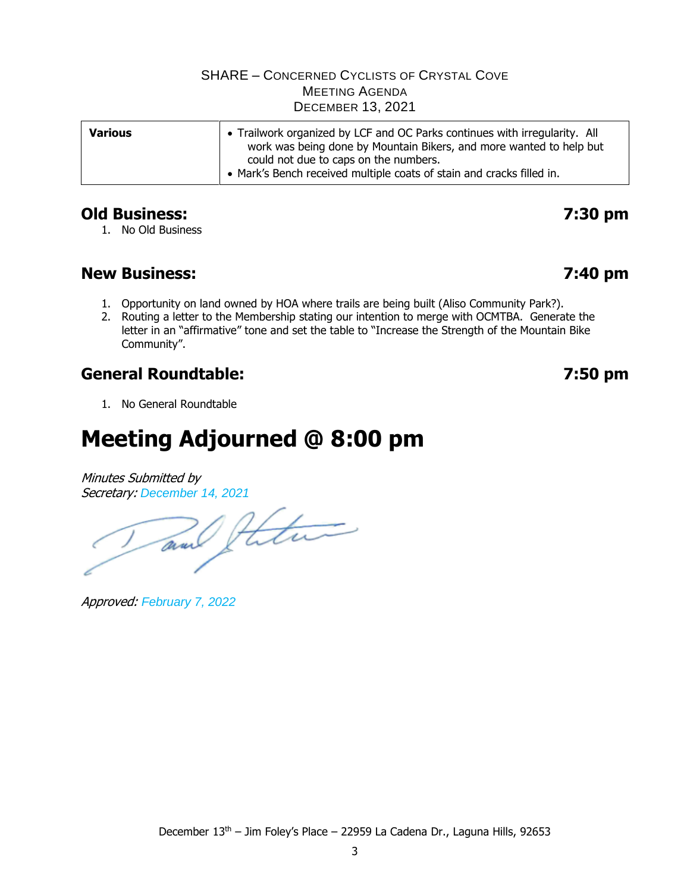| Various | • Trailwork organized by LCF and OC Parks continues with irregularity. All work was being done by Mountain Bikers, and more wanted to help but could not due to caps on the numbers.<br>• Mark's Bench received multiple coats of stain and cracks filled in. |
|---|---|

## Old Business: 7:30 pm

1. No Old Business

## New Business: 7:40 pm

1. Opportunity on land owned by HOA where trails are being built (Aliso Community Park?).
2. Routing a letter to the Membership stating our intention to merge with OCMTBA. Generate the letter in an "affirmative" tone and set the table to "Increase the Strength of the Mountain Bike Community".

## General Roundtable: 7:50 pm

1. No General Roundtable

# Meeting Adjourned @ 8:00 pm

*Minutes Submitted by*
*Secretary:* December 14, 2021

*Approved:* February 7, 2022

December 13th – Jim Foley's Place – 22959 La Cadena Dr., Laguna Hills, 92653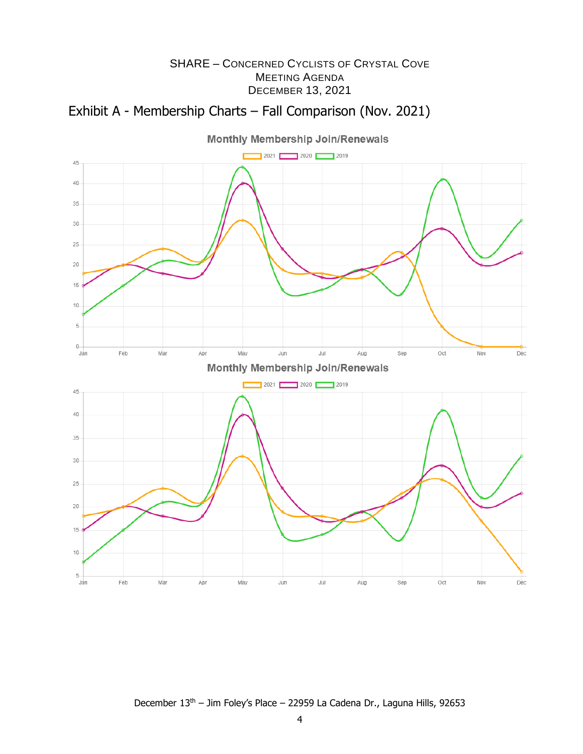SHARE – CONCERNED CYCLISTS OF CRYSTAL COVE
MEETING AGENDA
DECEMBER 13, 2021

## Exhibit A - Membership Charts – Fall Comparison (Nov. 2021)

**Monthly Membership Join/Renewals**

2021 | 2020 | 2019

**Monthly Membership Join/Renewals**

2021 | 2020 | 2019

December 13th – Jim Foley's Place – 22959 La Cadena Dr., Laguna Hills, 92653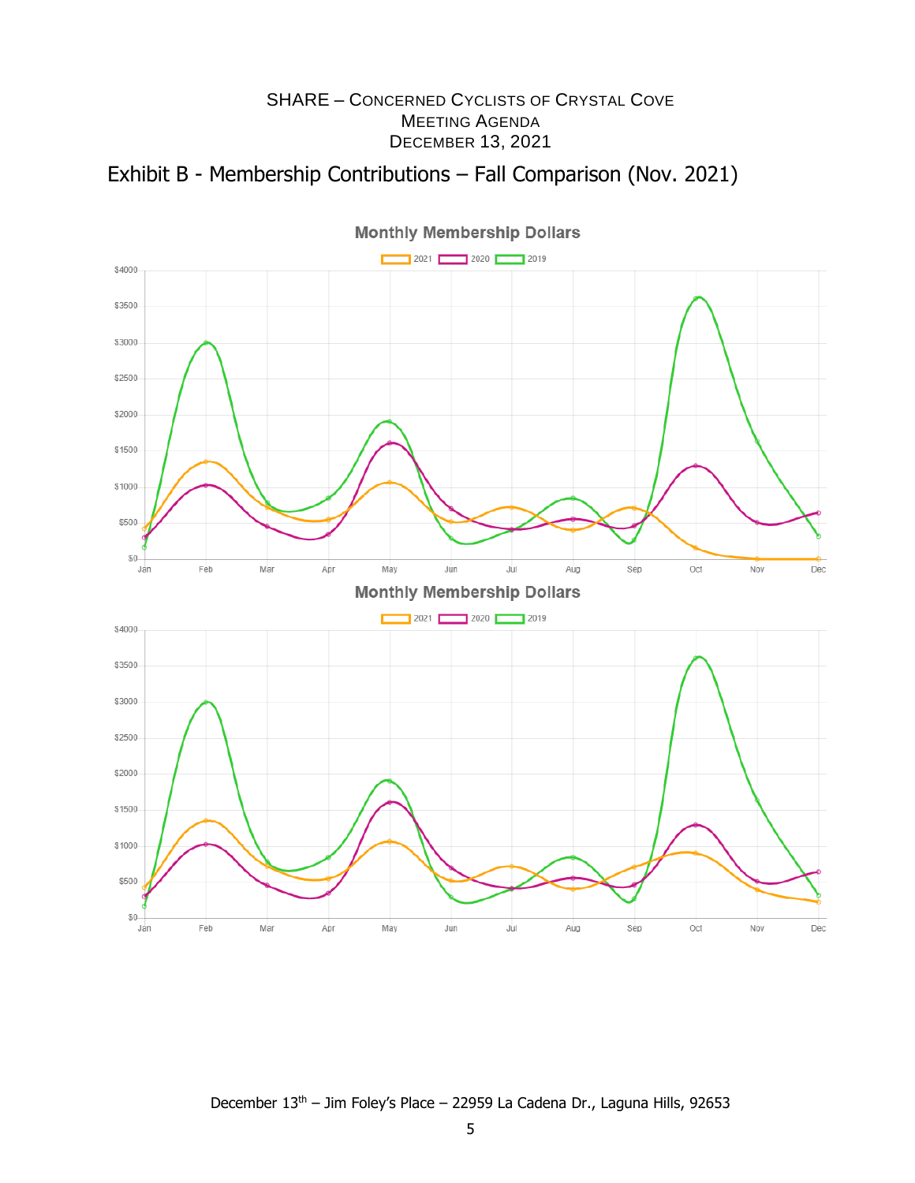SHARE – CONCERNED CYCLISTS OF CRYSTAL COVE
MEETING AGENDA
DECEMBER 13, 2021

## Exhibit B - Membership Contributions – Fall Comparison (Nov. 2021)

Monthly Membership Dollars

2021 2020 2019

$4000
$3500
$3000
$2500
$2000
$1500
$1000
$500
$0

Jan Feb Mar Apr May Jun Jul Aug Sep Oct Nov Dec

Monthly Membership Dollars

2021 2020 2019

$4000
$3500
$3000
$2500
$2000
$1500
$1000
$500
$0

Jan Feb Mar Apr May Jun Jul Aug Sep Oct Nov Dec

December 13th – Jim Foley's Place – 22959 La Cadena Dr., Laguna Hills, 92653